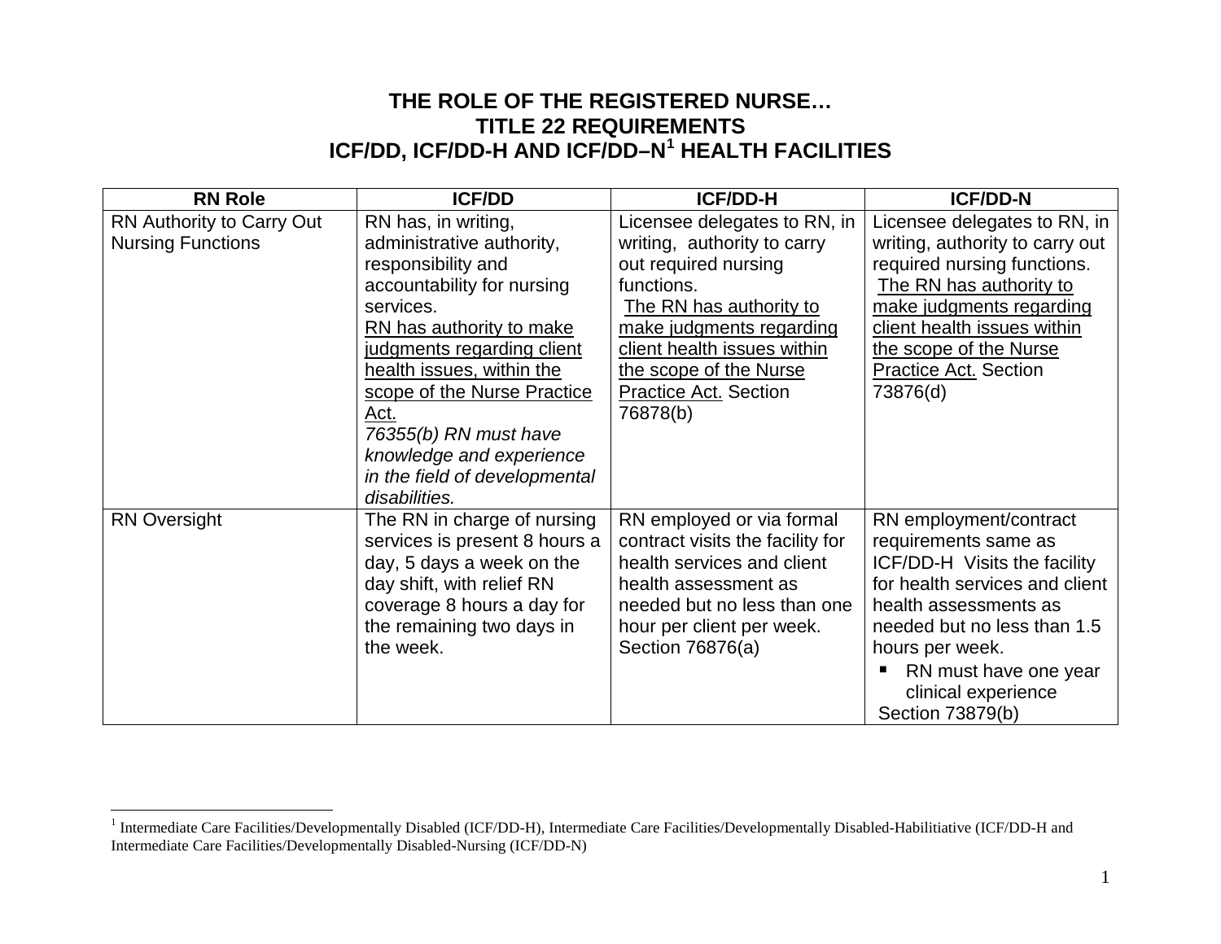# THE ROLE OF THE REGISTERED NURSE…
# TITLE 22 REQUIREMENTS
# ICF/DD, ICF/DD-H AND ICF/DD–N[1] HEALTH FACILITIES

| RN Role | ICF/DD | ICF/DD-H | ICF/DD-N |
|---|---|---|---|
| RN Authority to Carry Out Nursing Functions | RN has, in writing, administrative authority, responsibility and accountability for nursing services. <u>RN has authority to make judgments regarding client health issues, within the scope of the Nurse Practice Act.</u> *76355(b) RN must have knowledge and experience in the field of developmental disabilities.* | Licensee delegates to RN, in writing, authority to carry out required nursing functions. <u>The RN has authority to make judgments regarding client health issues within the scope of the Nurse Practice Act.</u> Section 76878(b) | Licensee delegates to RN, in writing, authority to carry out required nursing functions. <u>The RN has authority to make judgments regarding client health issues within the scope of the Nurse Practice Act.</u> Section 73876(d) |
| RN Oversight | The RN in charge of nursing services is present 8 hours a day, 5 days a week on the day shift, with relief RN coverage 8 hours a day for the remaining two days in the week. | RN employed or via formal contract visits the facility for health services and client health assessment as needed but no less than one hour per client per week. Section 76876(a) | RN employment/contract requirements same as ICF/DD-H Visits the facility for health services and client health assessments as needed but no less than 1.5 hours per week.<br>▪ RN must have one year clinical experience<br>Section 73879(b) |

[1] Intermediate Care Facilities/Developmentally Disabled (ICF/DD-H), Intermediate Care Facilities/Developmentally Disabled-Habilitiative (ICF/DD-H and Intermediate Care Facilities/Developmentally Disabled-Nursing (ICF/DD-N)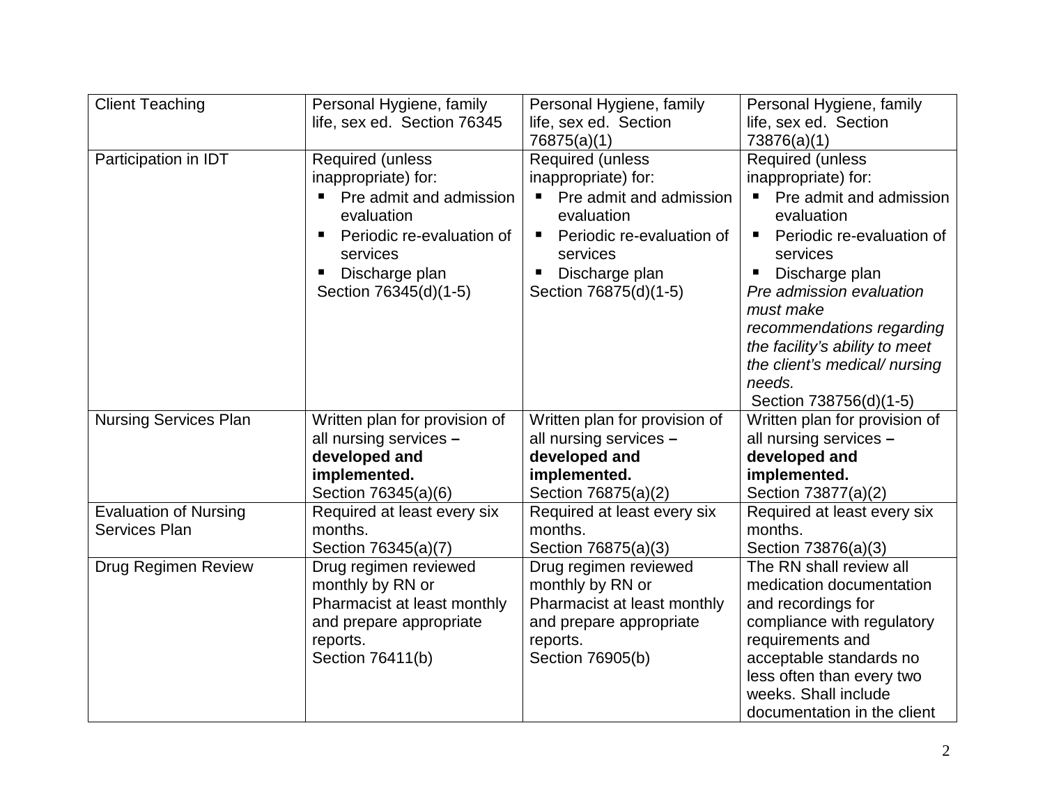| Client Teaching | Personal Hygiene, family life, sex ed. Section 76345 | Personal Hygiene, family life, sex ed. Section 76875(a)(1) | Personal Hygiene, family life, sex ed. Section 73876(a)(1) |
|---|---|---|---|
| Participation in IDT | Required (unless inappropriate) for:<br>▪ Pre admit and admission evaluation<br>▪ Periodic re-evaluation of services<br>▪ Discharge plan<br>Section 76345(d)(1-5) | Required (unless inappropriate) for:<br>▪ Pre admit and admission evaluation<br>▪ Periodic re-evaluation of services<br>▪ Discharge plan<br>Section 76875(d)(1-5) | Required (unless inappropriate) for:<br>▪ Pre admit and admission evaluation<br>▪ Periodic re-evaluation of services<br>▪ Discharge plan<br>*Pre admission evaluation must make recommendations regarding the facility's ability to meet the client's medical/ nursing needs.*<br>Section 738756(d)(1-5) |
| Nursing Services Plan | Written plan for provision of all nursing services **– developed and implemented.**<br>Section 76345(a)(6) | Written plan for provision of all nursing services **– developed and implemented.**<br>Section 76875(a)(2) | Written plan for provision of all nursing services **– developed and implemented.**<br>Section 73877(a)(2) |
| Evaluation of Nursing Services Plan | Required at least every six months.<br>Section 76345(a)(7) | Required at least every six months.<br>Section 76875(a)(3) | Required at least every six months.<br>Section 73876(a)(3) |
| Drug Regimen Review | Drug regimen reviewed monthly by RN or Pharmacist at least monthly and prepare appropriate reports.<br>Section 76411(b) | Drug regimen reviewed monthly by RN or Pharmacist at least monthly and prepare appropriate reports.<br>Section 76905(b) | The RN shall review all medication documentation and recordings for compliance with regulatory requirements and acceptable standards no less often than every two weeks. Shall include documentation in the client |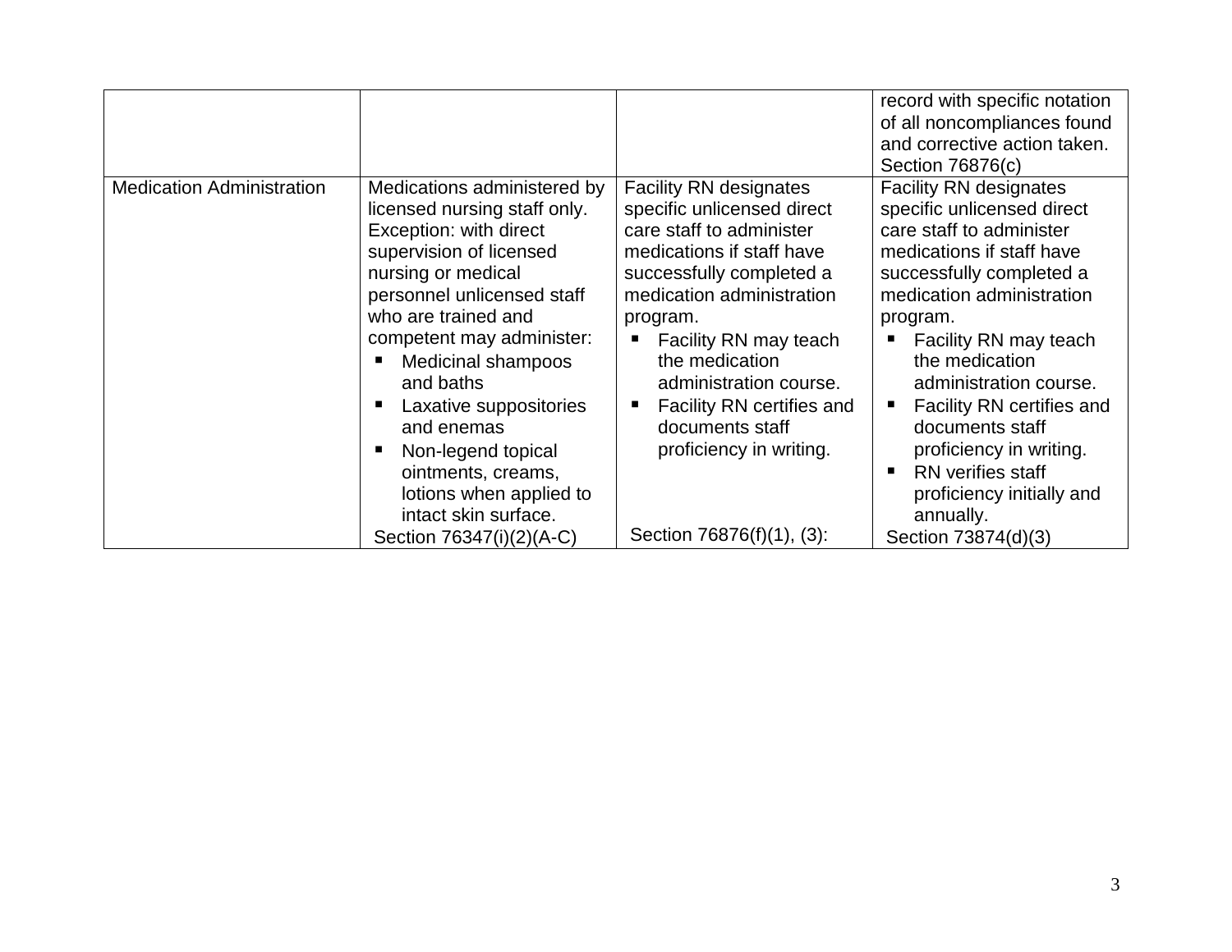| | | | |
|---|---|---|---|
| | | | record with specific notation of all noncompliances found and corrective action taken. Section 76876(c) |
| Medication Administration | Medications administered by licensed nursing staff only. Exception: with direct supervision of licensed nursing or medical personnel unlicensed staff who are trained and competent may administer: <br>▪ Medicinal shampoos and baths <br>▪ Laxative suppositories and enemas <br>▪ Non-legend topical ointments, creams, lotions when applied to intact skin surface. <br>Section 76347(i)(2)(A-C) | Facility RN designates specific unlicensed direct care staff to administer medications if staff have successfully completed a medication administration program. <br>▪ Facility RN may teach the medication administration course. <br>▪ Facility RN certifies and documents staff proficiency in writing. <br>Section 76876(f)(1), (3): | Facility RN designates specific unlicensed direct care staff to administer medications if staff have successfully completed a medication administration program. <br>▪ Facility RN may teach the medication administration course. <br>▪ Facility RN certifies and documents staff proficiency in writing. <br>▪ RN verifies staff proficiency initially and annually. <br>Section 73874(d)(3) |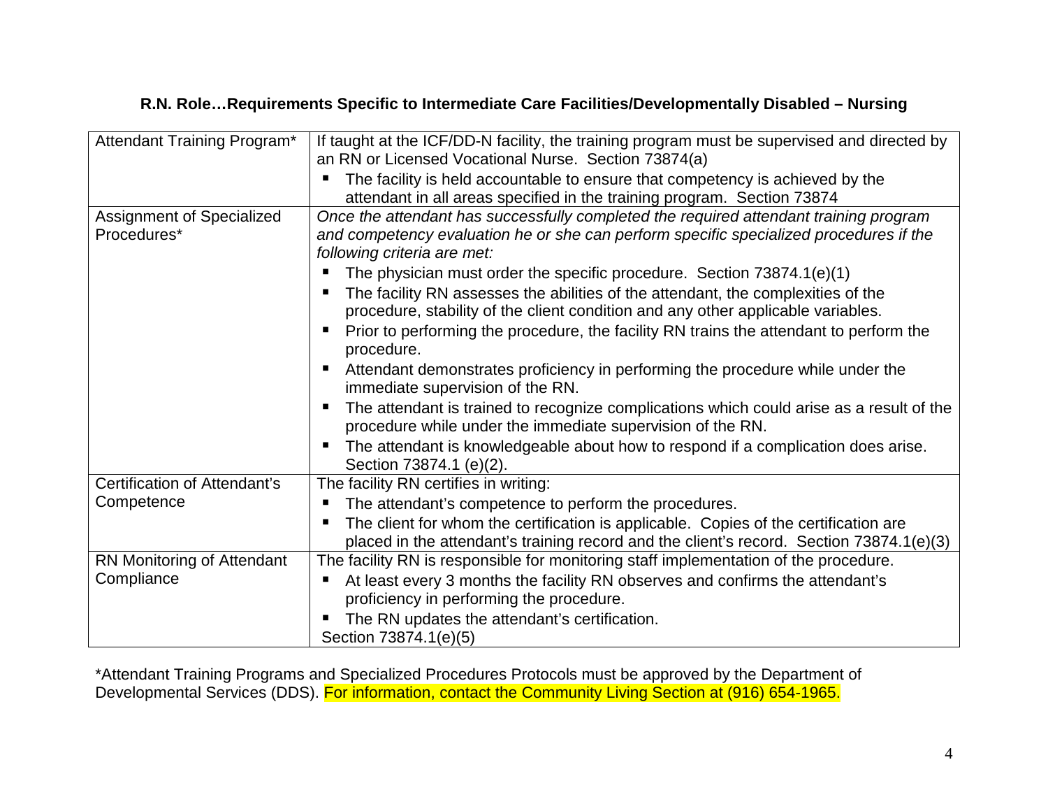**R.N. Role…Requirements Specific to Intermediate Care Facilities/Developmentally Disabled – Nursing**

| | |
|---|---|
| Attendant Training Program* | If taught at the ICF/DD-N facility, the training program must be supervised and directed by an RN or Licensed Vocational Nurse. Section 73874(a)<br>▪ The facility is held accountable to ensure that competency is achieved by the attendant in all areas specified in the training program. Section 73874 |
| Assignment of Specialized Procedures* | *Once the attendant has successfully completed the required attendant training program and competency evaluation he or she can perform specific specialized procedures if the following criteria are met:*<br>▪ The physician must order the specific procedure. Section 73874.1(e)(1)<br>▪ The facility RN assesses the abilities of the attendant, the complexities of the procedure, stability of the client condition and any other applicable variables.<br>▪ Prior to performing the procedure, the facility RN trains the attendant to perform the procedure.<br>▪ Attendant demonstrates proficiency in performing the procedure while under the immediate supervision of the RN.<br>▪ The attendant is trained to recognize complications which could arise as a result of the procedure while under the immediate supervision of the RN.<br>▪ The attendant is knowledgeable about how to respond if a complication does arise. Section 73874.1 (e)(2). |
| Certification of Attendant's Competence | The facility RN certifies in writing:<br>▪ The attendant's competence to perform the procedures.<br>▪ The client for whom the certification is applicable. Copies of the certification are placed in the attendant's training record and the client's record. Section 73874.1(e)(3) |
| RN Monitoring of Attendant Compliance | The facility RN is responsible for monitoring staff implementation of the procedure.<br>▪ At least every 3 months the facility RN observes and confirms the attendant's proficiency in performing the procedure.<br>▪ The RN updates the attendant's certification.<br>Section 73874.1(e)(5) |

*Attendant Training Programs and Specialized Procedures Protocols must be approved by the Department of Developmental Services (DDS). For information, contact the Community Living Section at (916) 654-1965.